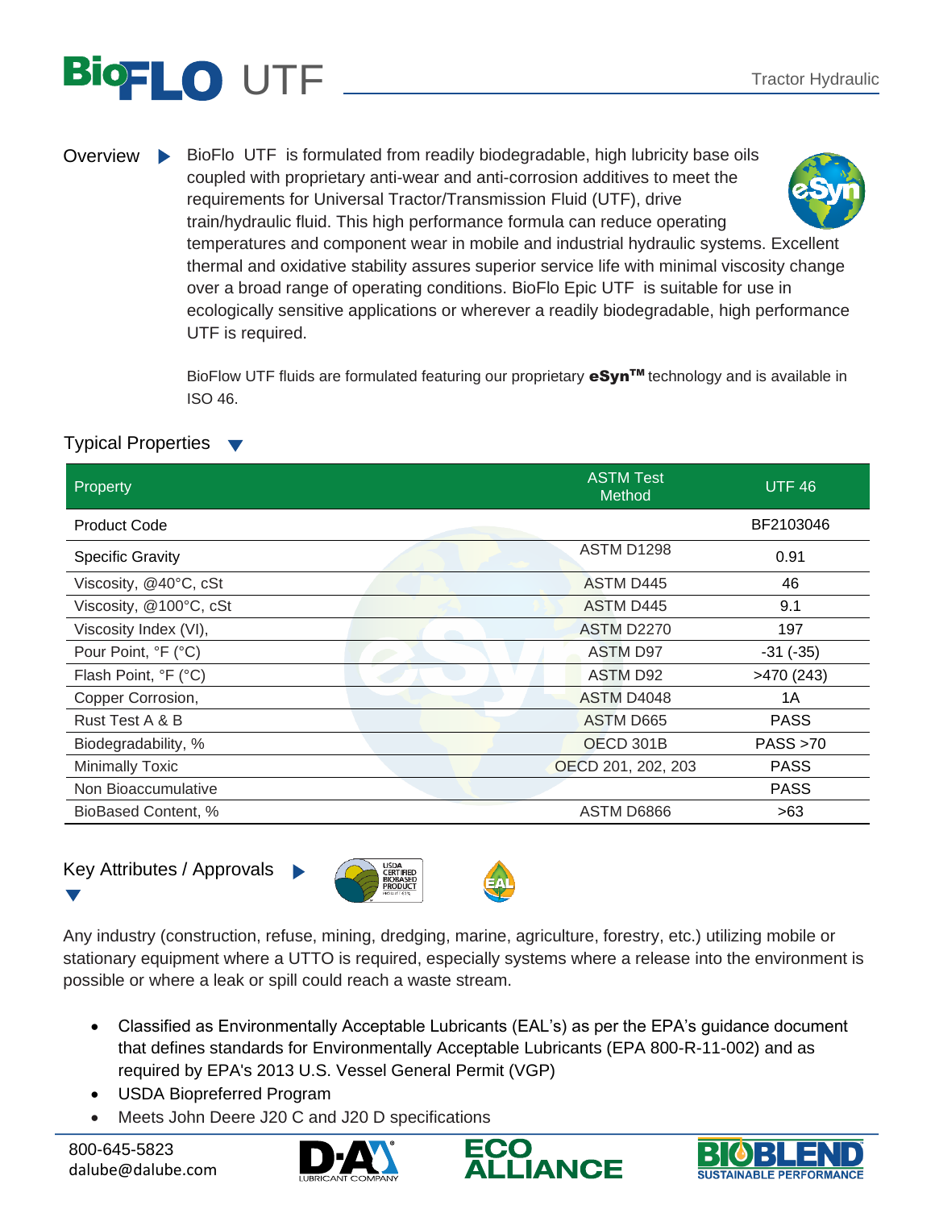# BioFLO UTF

Tractor Hydraulic

**Overview**

BioFlo UTF is formulated from readily biodegradable, high lubricity base oils coupled with proprietary anti-wear and anti-corrosion additives to meet the requirements for Universal Tractor/Transmission Fluid (UTF), drive train/hydraulic fluid. This high performance formula can reduce operating temperatures and component wear in mobile and industrial hydraulic systems. Excellent thermal and oxidative stability assures superior service life with minimal viscosity change over a broad range of operating conditions. BioFlo Epic UTF is suitable for use in ecologically sensitive applications or wherever a readily biodegradable, high performance UTF is required.

BioFlow UTF fluids are formulated featuring our proprietary **eSyn™** technology and is available in ISO 46.

## Typical Properties

| Property | ASTM Test Method | UTF 46 |
|---|---|---|
| Product Code | | BF2103046 |
| Specific Gravity | ASTM D1298 | 0.91 |
| Viscosity, @40°C, cSt | ASTM D445 | 46 |
| Viscosity, @100°C, cSt | ASTM D445 | 9.1 |
| Viscosity Index (VI), | ASTM D2270 | 197 |
| Pour Point, °F (°C) | ASTM D97 | -31 (-35) |
| Flash Point, °F (°C) | ASTM D92 | >470 (243) |
| Copper Corrosion, | ASTM D4048 | 1A |
| Rust Test A & B | ASTM D665 | PASS |
| Biodegradability, % | OECD 301B | PASS >70 |
| Minimally Toxic | OECD 201, 202, 203 | PASS |
| Non Bioaccumulative | | PASS |
| BioBased Content, % | ASTM D6866 | >63 |

## Key Attributes / Approvals

Any industry (construction, refuse, mining, dredging, marine, agriculture, forestry, etc.) utilizing mobile or stationary equipment where a UTTO is required, especially systems where a release into the environment is possible or where a leak or spill could reach a waste stream.

- Classified as Environmentally Acceptable Lubricants (EAL's) as per the EPA's guidance document that defines standards for Environmentally Acceptable Lubricants (EPA 800-R-11-002) and as required by EPA's 2013 U.S. Vessel General Permit (VGP)
- USDA Biopreferred Program
- Meets John Deere J20 C and J20 D specifications

800-645-5823
dalube@dalube.com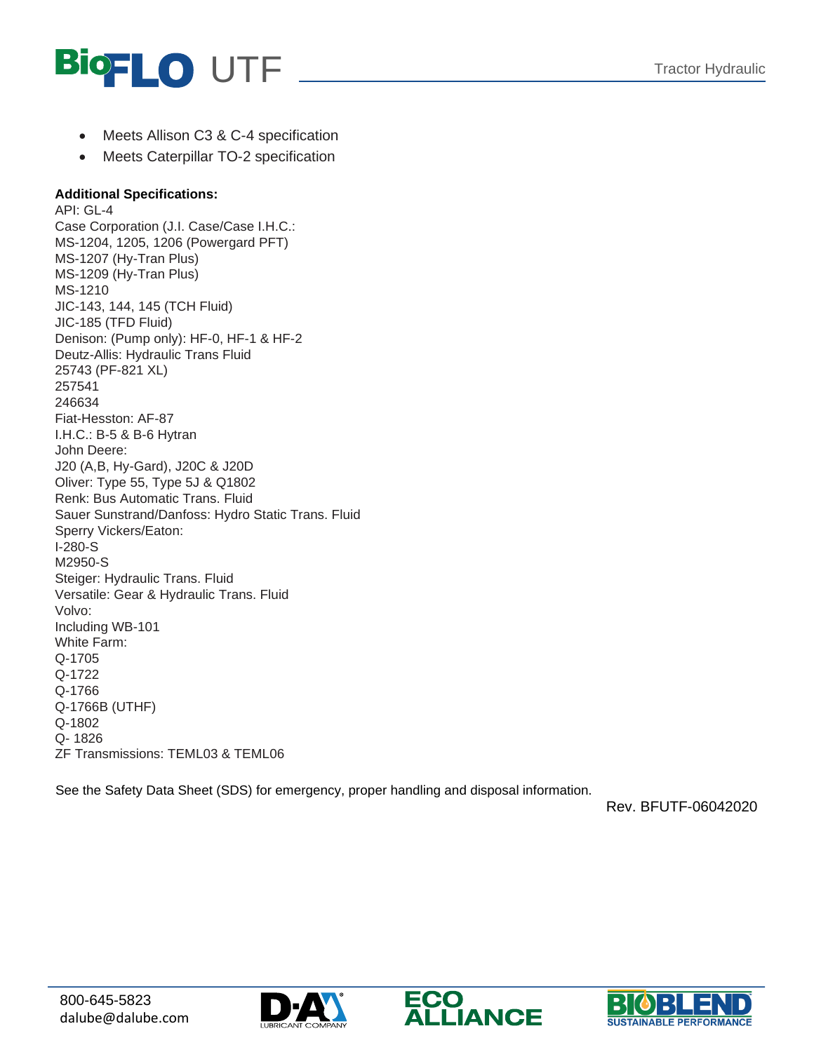- Meets Allison C3 & C-4 specification
- Meets Caterpillar TO-2 specification

**Additional Specifications:**

API: GL-4
Case Corporation (J.I. Case/Case I.H.C.:
MS-1204, 1205, 1206 (Powergard PFT)
MS-1207 (Hy-Tran Plus)
MS-1209 (Hy-Tran Plus)
MS-1210
JIC-143, 144, 145 (TCH Fluid)
JIC-185 (TFD Fluid)
Denison: (Pump only): HF-0, HF-1 & HF-2
Deutz-Allis: Hydraulic Trans Fluid
25743 (PF-821 XL)
257541
246634
Fiat-Hesston: AF-87
I.H.C.: B-5 & B-6 Hytran
John Deere:
J20 (A,B, Hy-Gard), J20C & J20D
Oliver: Type 55, Type 5J & Q1802
Renk: Bus Automatic Trans. Fluid
Sauer Sunstrand/Danfoss: Hydro Static Trans. Fluid
Sperry Vickers/Eaton:
I-280-S
M2950-S
Steiger: Hydraulic Trans. Fluid
Versatile: Gear & Hydraulic Trans. Fluid
Volvo:
Including WB-101
White Farm:
Q-1705
Q-1722
Q-1766
Q-1766B (UTHF)
Q-1802
Q- 1826
ZF Transmissions: TEML03 & TEML06

See the Safety Data Sheet (SDS) for emergency, proper handling and disposal information.

Rev. BFUTF-06042020